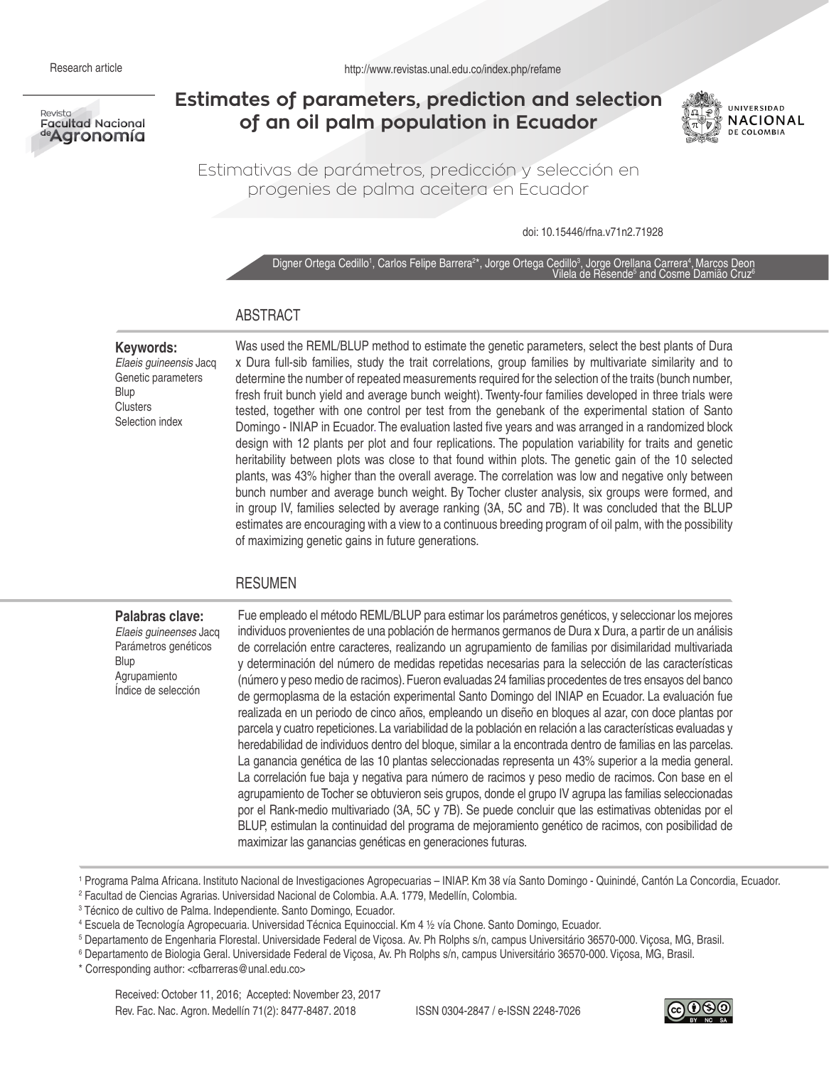Research article

# Estimates of parameters, prediction and selection of an oil palm population in Ecuador

## Estimativas de parámetros, predicción y selección en progenies de palma aceitera en Ecuador

doi: 10.15446/rfna.v71n2.71928

Digner Ortega Cedillo[1], Carlos Felipe Barrera[2*], Jorge Ortega Cedillo[3], Jorge Orellana Carrera[4], Marcos Deon Vilela de Resende[5] and Cosme Damião Cruz[6]

## ABSTRACT

**Keywords:**
*Elaeis guineensis* Jacq
Genetic parameters
Blup
Clusters
Selection index

Was used the REML/BLUP method to estimate the genetic parameters, select the best plants of Dura x Dura full-sib families, study the trait correlations, group families by multivariate similarity and to determine the number of repeated measurements required for the selection of the traits (bunch number, fresh fruit bunch yield and average bunch weight). Twenty-four families developed in three trials were tested, together with one control per test from the genebank of the experimental station of Santo Domingo - INIAP in Ecuador. The evaluation lasted five years and was arranged in a randomized block design with 12 plants per plot and four replications. The population variability for traits and genetic heritability between plots was close to that found within plots. The genetic gain of the 10 selected plants, was 43% higher than the overall average. The correlation was low and negative only between bunch number and average bunch weight. By Tocher cluster analysis, six groups were formed, and in group IV, families selected by average ranking (3A, 5C and 7B). It was concluded that the BLUP estimates are encouraging with a view to a continuous breeding program of oil palm, with the possibility of maximizing genetic gains in future generations.

## RESUMEN

**Palabras clave:**
*Elaeis guineenses* Jacq
Parámetros genéticos
Blup
Agrupamiento
Índice de selección

Fue empleado el método REML/BLUP para estimar los parámetros genéticos, y seleccionar los mejores individuos provenientes de una población de hermanos germanos de Dura x Dura, a partir de un análisis de correlación entre caracteres, realizando un agrupamiento de familias por disimilaridad multivariada y determinación del número de medidas repetidas necesarias para la selección de las características (número y peso medio de racimos). Fueron evaluadas 24 familias procedentes de tres ensayos del banco de germoplasma de la estación experimental Santo Domingo del INIAP en Ecuador. La evaluación fue realizada en un periodo de cinco años, empleando un diseño en bloques al azar, con doce plantas por parcela y cuatro repeticiones. La variabilidad de la población en relación a las características evaluadas y heredabilidad de individuos dentro del bloque, similar a la encontrada dentro de familias en las parcelas. La ganancia genética de las 10 plantas seleccionadas representa un 43% superior a la media general. La correlación fue baja y negativa para número de racimos y peso medio de racimos. Con base en el agrupamiento de Tocher se obtuvieron seis grupos, donde el grupo IV agrupa las familias seleccionadas por el Rank-medio multivariado (3A, 5C y 7B). Se puede concluir que las estimativas obtenidas por el BLUP, estimulan la continuidad del programa de mejoramiento genético de racimos, con posibilidad de maximizar las ganancias genéticas en generaciones futuras.

[1] Programa Palma Africana. Instituto Nacional de Investigaciones Agropecuarias – INIAP. Km 38 vía Santo Domingo - Quinindé, Cantón La Concordia, Ecuador.
[2] Facultad de Ciencias Agrarias. Universidad Nacional de Colombia. A.A. 1779, Medellín, Colombia.
[3] Técnico de cultivo de Palma. Independiente. Santo Domingo, Ecuador.
[4] Escuela de Tecnología Agropecuaria. Universidad Técnica Equinoccial. Km 4 ½ vía Chone. Santo Domingo, Ecuador.
[5] Departamento de Engenharia Florestal. Universidade Federal de Viçosa. Av. Ph Rolphs s/n, campus Universitário 36570-000. Viçosa, MG, Brasil.
[6] Departamento de Biologia Geral. Universidade Federal de Viçosa, Av. Ph Rolphs s/n, campus Universitário 36570-000. Viçosa, MG, Brasil.
* Corresponding author: <cfbarreras@unal.edu.co>

Received: October 11, 2016; Accepted: November 23, 2017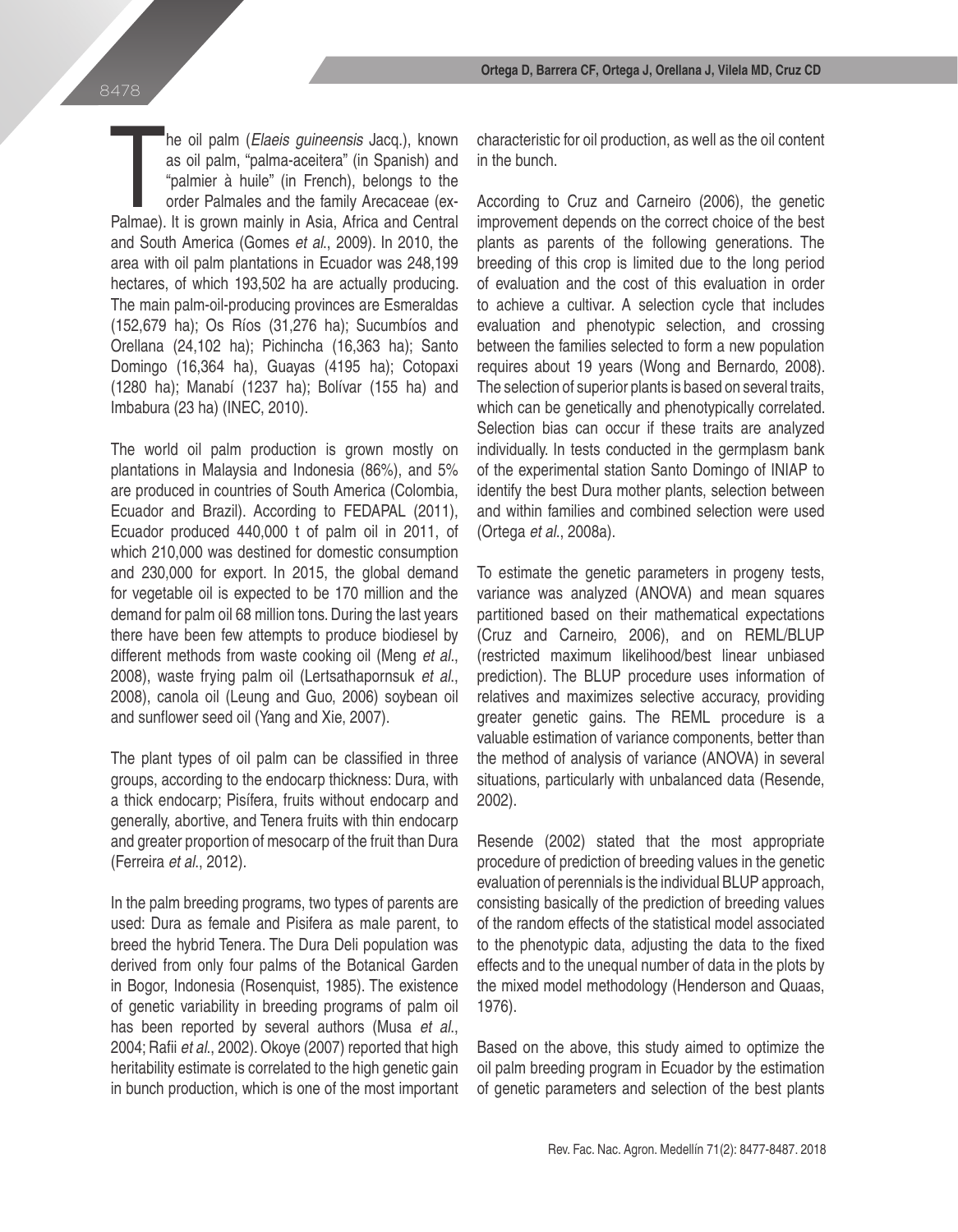The oil palm (*Elaeis guineensis* Jacq.), known as oil palm, "palma-aceitera" (in Spanish) and "palmier à huile" (in French), belongs to the order Palmales and the family Arecaceae (ex-Palmae). It is grown mainly in Asia, Africa and Central and South America (Gomes *et al*., 2009). In 2010, the area with oil palm plantations in Ecuador was 248,199 hectares, of which 193,502 ha are actually producing. The main palm-oil-producing provinces are Esmeraldas (152,679 ha); Os Ríos (31,276 ha); Sucumbíos and Orellana (24,102 ha); Pichincha (16,363 ha); Santo Domingo (16,364 ha), Guayas (4195 ha); Cotopaxi (1280 ha); Manabí (1237 ha); Bolívar (155 ha) and Imbabura (23 ha) (INEC, 2010).

The world oil palm production is grown mostly on plantations in Malaysia and Indonesia (86%), and 5% are produced in countries of South America (Colombia, Ecuador and Brazil). According to FEDAPAL (2011), Ecuador produced 440,000 t of palm oil in 2011, of which 210,000 was destined for domestic consumption and 230,000 for export. In 2015, the global demand for vegetable oil is expected to be 170 million and the demand for palm oil 68 million tons. During the last years there have been few attempts to produce biodiesel by different methods from waste cooking oil (Meng *et al*., 2008), waste frying palm oil (Lertsathapornsuk *et al*., 2008), canola oil (Leung and Guo, 2006) soybean oil and sunflower seed oil (Yang and Xie, 2007).

The plant types of oil palm can be classified in three groups, according to the endocarp thickness: Dura, with a thick endocarp; Pisífera, fruits without endocarp and generally, abortive, and Tenera fruits with thin endocarp and greater proportion of mesocarp of the fruit than Dura (Ferreira *et al*., 2012).

In the palm breeding programs, two types of parents are used: Dura as female and Pisifera as male parent, to breed the hybrid Tenera. The Dura Deli population was derived from only four palms of the Botanical Garden in Bogor, Indonesia (Rosenquist, 1985). The existence of genetic variability in breeding programs of palm oil has been reported by several authors (Musa *et al*., 2004; Rafii *et al*., 2002). Okoye (2007) reported that high heritability estimate is correlated to the high genetic gain in bunch production, which is one of the most important characteristic for oil production, as well as the oil content in the bunch.

According to Cruz and Carneiro (2006), the genetic improvement depends on the correct choice of the best plants as parents of the following generations. The breeding of this crop is limited due to the long period of evaluation and the cost of this evaluation in order to achieve a cultivar. A selection cycle that includes evaluation and phenotypic selection, and crossing between the families selected to form a new population requires about 19 years (Wong and Bernardo, 2008). The selection of superior plants is based on several traits, which can be genetically and phenotypically correlated. Selection bias can occur if these traits are analyzed individually. In tests conducted in the germplasm bank of the experimental station Santo Domingo of INIAP to identify the best Dura mother plants, selection between and within families and combined selection were used (Ortega *et al*., 2008a).

To estimate the genetic parameters in progeny tests, variance was analyzed (ANOVA) and mean squares partitioned based on their mathematical expectations (Cruz and Carneiro, 2006), and on REML/BLUP (restricted maximum likelihood/best linear unbiased prediction). The BLUP procedure uses information of relatives and maximizes selective accuracy, providing greater genetic gains. The REML procedure is a valuable estimation of variance components, better than the method of analysis of variance (ANOVA) in several situations, particularly with unbalanced data (Resende, 2002).

Resende (2002) stated that the most appropriate procedure of prediction of breeding values in the genetic evaluation of perennials is the individual BLUP approach, consisting basically of the prediction of breeding values of the random effects of the statistical model associated to the phenotypic data, adjusting the data to the fixed effects and to the unequal number of data in the plots by the mixed model methodology (Henderson and Quaas, 1976).

Based on the above, this study aimed to optimize the oil palm breeding program in Ecuador by the estimation of genetic parameters and selection of the best plants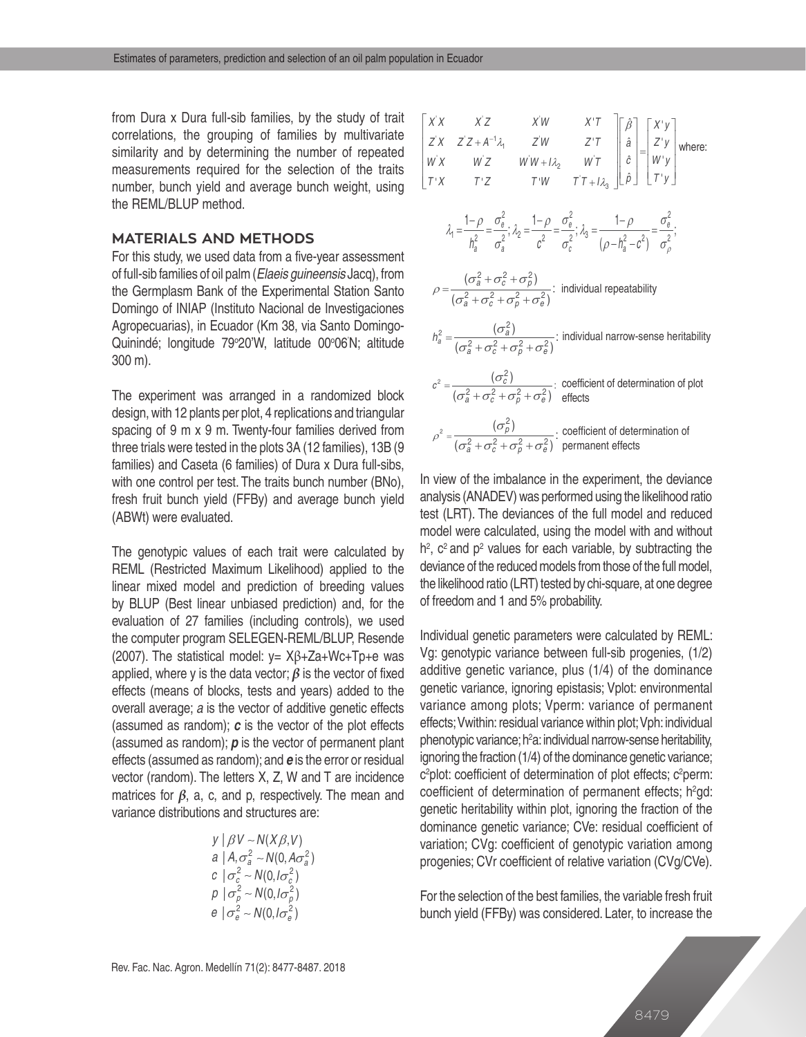from Dura x Dura full-sib families, by the study of trait correlations, the grouping of families by multivariate similarity and by determining the number of repeated measurements required for the selection of the traits number, bunch yield and average bunch weight, using the REML/BLUP method.

## MATERIALS AND METHODS

For this study, we used data from a five-year assessment of full-sib families of oil palm (*Elaeis guineensis* Jacq), from the Germplasm Bank of the Experimental Station Santo Domingo of INIAP (Instituto Nacional de Investigaciones Agropecuarias), in Ecuador (Km 38, via Santo Domingo-Quinindé; longitude 79º20'W, latitude 00º06'N; altitude 300 m).

The experiment was arranged in a randomized block design, with 12 plants per plot, 4 replications and triangular spacing of 9 m x 9 m. Twenty-four families derived from three trials were tested in the plots 3A (12 families), 13B (9 families) and Caseta (6 families) of Dura x Dura full-sibs, with one control per test. The traits bunch number (BNo), fresh fruit bunch yield (FFBy) and average bunch yield (ABWt) were evaluated.

The genotypic values of each trait were calculated by REML (Restricted Maximum Likelihood) applied to the linear mixed model and prediction of breeding values by BLUP (Best linear unbiased prediction) and, for the evaluation of 27 families (including controls), we used the computer program SELEGEN-REML/BLUP, Resende (2007). The statistical model: $y = X\beta + Za + Wc + Tp + e$ was applied, where y is the data vector; $\boldsymbol{\beta}$ is the vector of fixed effects (means of blocks, tests and years) added to the overall average; *a* is the vector of additive genetic effects (assumed as random); ***c*** is the vector of the plot effects (assumed as random); ***p*** is the vector of permanent plant effects (assumed as random); and ***e*** is the error or residual vector (random). The letters X, Z, W and T are incidence matrices for $\boldsymbol{\beta}$, a, c, and p, respectively. The mean and variance distributions and structures are:

$$
\begin{aligned}
y \mid \beta V &\sim N(X\beta, V)\\
a \mid A, \sigma_a^2 &\sim N(0, A\sigma_a^2)\\
c \mid \sigma_c^2 &\sim N(0, I\sigma_c^2)\\
p \mid \sigma_p^2 &\sim N(0, I\sigma_p^2)\\
e \mid \sigma_e^2 &\sim N(0, I\sigma_e^2)
\end{aligned}
$$

$$
\begin{bmatrix} X'X & X'Z & X'W & X'T \\ Z'X & Z'Z + A^{-1}\lambda_1 & Z'W & Z'T \\ W'X & W'Z & W'W + I\lambda_2 & W'T \\ T'X & T'Z & T'W & T'T + I\lambda_3 \end{bmatrix} \begin{bmatrix} \hat{\beta} \\ \hat{a} \\ \hat{c} \\ \hat{p} \end{bmatrix} = \begin{bmatrix} X'y \\ Z'y \\ W'y \\ T'y \end{bmatrix}
$$

where:

$$
\lambda_1 = \frac{1-\rho}{h_a^2} = \frac{\sigma_e^2}{\sigma_a^2};\ \lambda_2 = \frac{1-\rho}{c^2} = \frac{\sigma_e^2}{\sigma_c^2};\ \lambda_3 = \frac{1-\rho}{(\rho - h_a^2 - c^2)} = \frac{\sigma_e^2}{\sigma_\rho^2};
$$

$\rho = \dfrac{(\sigma_a^2 + \sigma_c^2 + \sigma_p^2)}{(\sigma_a^2 + \sigma_c^2 + \sigma_p^2 + \sigma_e^2)}$: individual repeatability

$h_a^2 = \dfrac{(\sigma_a^2)}{(\sigma_a^2 + \sigma_c^2 + \sigma_p^2 + \sigma_e^2)}$: individual narrow-sense heritability

$c^2 = \dfrac{(\sigma_c^2)}{(\sigma_a^2 + \sigma_c^2 + \sigma_p^2 + \sigma_e^2)}$: coefficient of determination of plot effects

$\rho^2 = \dfrac{(\sigma_p^2)}{(\sigma_a^2 + \sigma_c^2 + \sigma_p^2 + \sigma_e^2)}$: coefficient of determination of permanent effects

In view of the imbalance in the experiment, the deviance analysis (ANADEV) was performed using the likelihood ratio test (LRT). The deviances of the full model and reduced model were calculated, using the model with and without $h^2$, $c^2$ and $p^2$ values for each variable, by subtracting the deviance of the reduced models from those of the full model, the likelihood ratio (LRT) tested by chi-square, at one degree of freedom and 1 and 5% probability.

Individual genetic parameters were calculated by REML: Vg: genotypic variance between full-sib progenies, (1/2) additive genetic variance, plus (1/4) of the dominance genetic variance, ignoring epistasis; Vplot: environmental variance among plots; Vperm: variance of permanent effects; Vwithin: residual variance within plot; Vph: individual phenotypic variance; $h^2$a: individual narrow-sense heritability, ignoring the fraction (1/4) of the dominance genetic variance; $c^2$plot: coefficient of determination of plot effects; $c^2$perm: coefficient of determination of permanent effects; $h^2$gd: genetic heritability within plot, ignoring the fraction of the dominance genetic variance; CVe: residual coefficient of variation; CVg: coefficient of genotypic variation among progenies; CVr coefficient of relative variation (CVg/CVe).

For the selection of the best families, the variable fresh fruit bunch yield (FFBy) was considered. Later, to increase the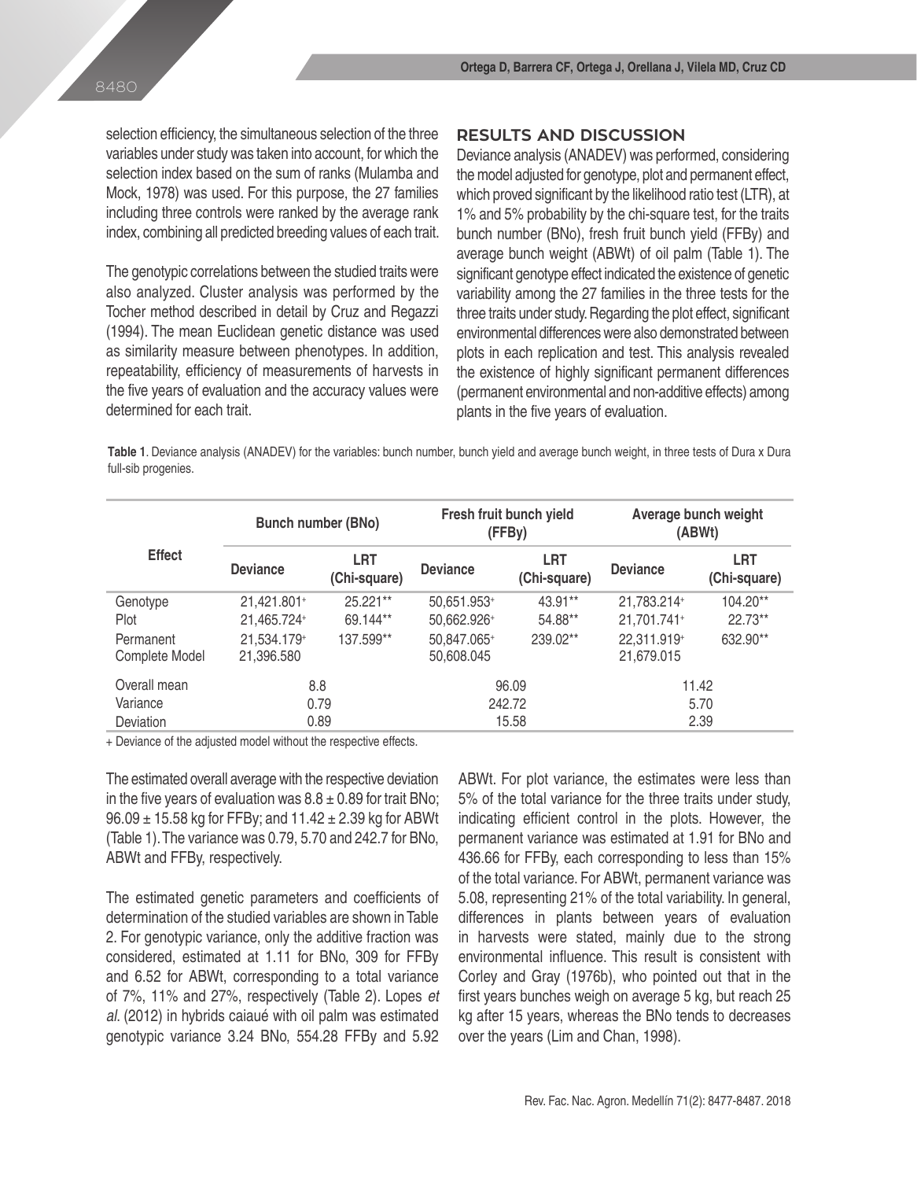selection efficiency, the simultaneous selection of the three variables under study was taken into account, for which the selection index based on the sum of ranks (Mulamba and Mock, 1978) was used. For this purpose, the 27 families including three controls were ranked by the average rank index, combining all predicted breeding values of each trait.

The genotypic correlations between the studied traits were also analyzed. Cluster analysis was performed by the Tocher method described in detail by Cruz and Regazzi (1994). The mean Euclidean genetic distance was used as similarity measure between phenotypes. In addition, repeatability, efficiency of measurements of harvests in the five years of evaluation and the accuracy values were determined for each trait.

## RESULTS AND DISCUSSION

Deviance analysis (ANADEV) was performed, considering the model adjusted for genotype, plot and permanent effect, which proved significant by the likelihood ratio test (LTR), at 1% and 5% probability by the chi-square test, for the traits bunch number (BNo), fresh fruit bunch yield (FFBy) and average bunch weight (ABWt) of oil palm (Table 1). The significant genotype effect indicated the existence of genetic variability among the 27 families in the three tests for the three traits under study. Regarding the plot effect, significant environmental differences were also demonstrated between plots in each replication and test. This analysis revealed the existence of highly significant permanent differences (permanent environmental and non-additive effects) among plants in the five years of evaluation.

**Table 1**. Deviance analysis (ANADEV) for the variables: bunch number, bunch yield and average bunch weight, in three tests of Dura x Dura full-sib progenies.

| Effect | Bunch number (BNo) | | Fresh fruit bunch yield (FFBy) | | Average bunch weight (ABWt) | |
|---|---|---|---|---|---|---|
| | Deviance | LRT (Chi-square) | Deviance | LRT (Chi-square) | Deviance | LRT (Chi-square) |
| Genotype | 21,421.801+ | 25.221** | 50,651.953+ | 43.91** | 21,783.214+ | 104.20** |
| Plot | 21,465.724+ | 69.144** | 50,662.926+ | 54.88** | 21,701.741+ | 22.73** |
| Permanent | 21,534.179+ | 137.599** | 50,847.065+ | 239.02** | 22,311.919+ | 632.90** |
| Complete Model | 21,396.580 | | 50,608.045 | | 21,679.015 | |
| Overall mean | 8.8 | | 96.09 | | 11.42 | |
| Variance | 0.79 | | 242.72 | | 5.70 | |
| Deviation | 0.89 | | 15.58 | | 2.39 | |

+ Deviance of the adjusted model without the respective effects.

The estimated overall average with the respective deviation in the five years of evaluation was $8.8 \pm 0.89$ for trait BNo; $96.09 \pm 15.58$ kg for FFBy; and $11.42 \pm 2.39$ kg for ABWt (Table 1). The variance was 0.79, 5.70 and 242.7 for BNo, ABWt and FFBy, respectively.

The estimated genetic parameters and coefficients of determination of the studied variables are shown in Table 2. For genotypic variance, only the additive fraction was considered, estimated at 1.11 for BNo, 309 for FFBy and 6.52 for ABWt, corresponding to a total variance of 7%, 11% and 27%, respectively (Table 2). Lopes *et al*. (2012) in hybrids caiaué with oil palm was estimated genotypic variance 3.24 BNo, 554.28 FFBy and 5.92 ABWt. For plot variance, the estimates were less than 5% of the total variance for the three traits under study, indicating efficient control in the plots. However, the permanent variance was estimated at 1.91 for BNo and 436.66 for FFBy, each corresponding to less than 15% of the total variance. For ABWt, permanent variance was 5.08, representing 21% of the total variability. In general, differences in plants between years of evaluation in harvests were stated, mainly due to the strong environmental influence. This result is consistent with Corley and Gray (1976b), who pointed out that in the first years bunches weigh on average 5 kg, but reach 25 kg after 15 years, whereas the BNo tends to decreases over the years (Lim and Chan, 1998).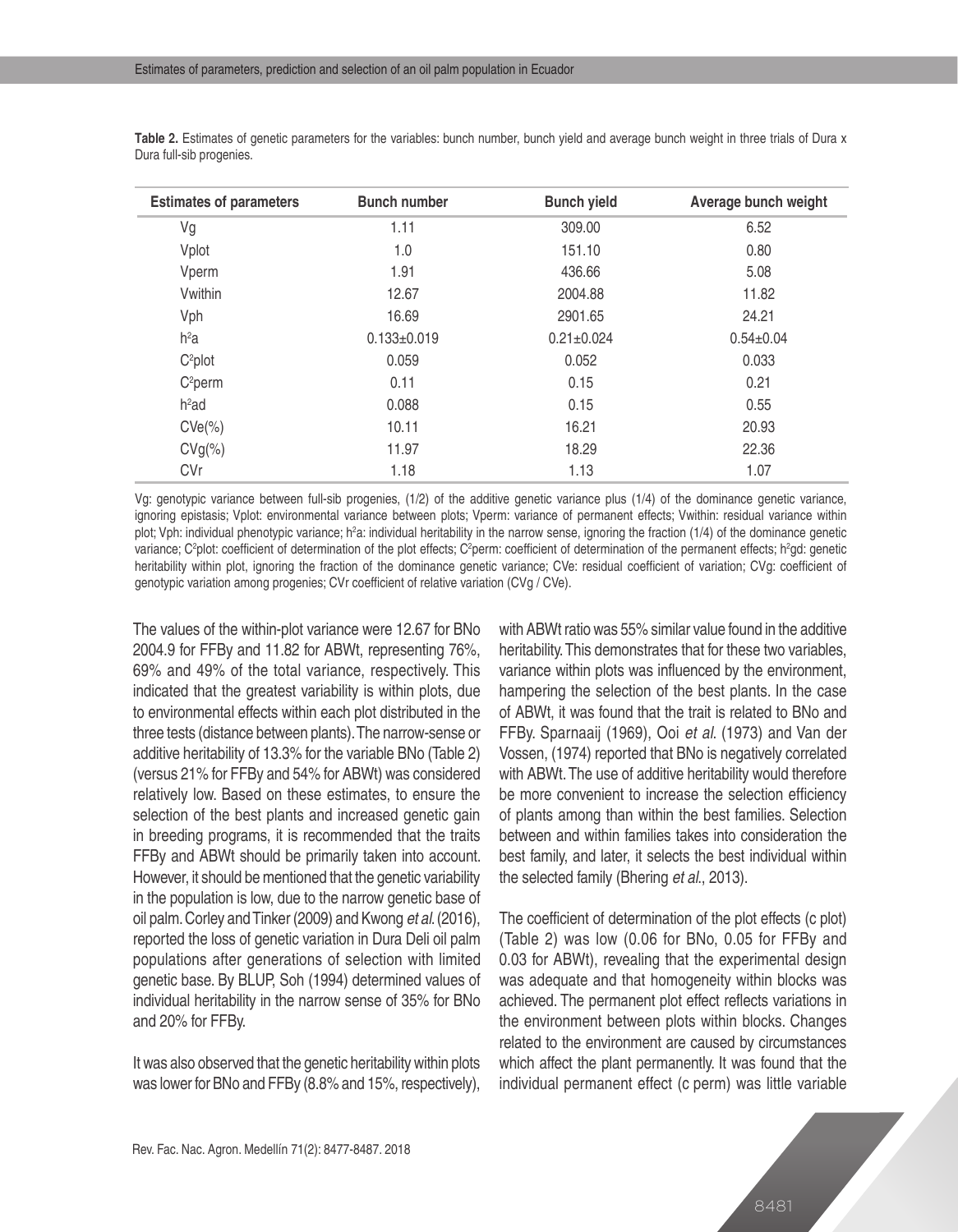**Table 2.** Estimates of genetic parameters for the variables: bunch number, bunch yield and average bunch weight in three trials of Dura x Dura full-sib progenies.

| Estimates of parameters | Bunch number | Bunch yield | Average bunch weight |
|---|---|---|---|
| Vg | 1.11 | 309.00 | 6.52 |
| Vplot | 1.0 | 151.10 | 0.80 |
| Vperm | 1.91 | 436.66 | 5.08 |
| Vwithin | 12.67 | 2004.88 | 11.82 |
| Vph | 16.69 | 2901.65 | 24.21 |
| $h^2a$ | 0.133±0.019 | 0.21±0.024 | 0.54±0.04 |
| $C^2plot$ | 0.059 | 0.052 | 0.033 |
| $C^2perm$ | 0.11 | 0.15 | 0.21 |
| $h^2ad$ | 0.088 | 0.15 | 0.55 |
| CVe(%) | 10.11 | 16.21 | 20.93 |
| CVg(%) | 11.97 | 18.29 | 22.36 |
| CVr | 1.18 | 1.13 | 1.07 |

Vg: genotypic variance between full-sib progenies, (1/2) of the additive genetic variance plus (1/4) of the dominance genetic variance, ignoring epistasis; Vplot: environmental variance between plots; Vperm: variance of permanent effects; Vwithin: residual variance within plot; Vph: individual phenotypic variance; $h^2a$: individual heritability in the narrow sense, ignoring the fraction (1/4) of the dominance genetic variance; $C^2plot$: coefficient of determination of the plot effects; $C^2perm$: coefficient of determination of the permanent effects; $h^2gd$: genetic heritability within plot, ignoring the fraction of the dominance genetic variance; CVe: residual coefficient of variation; CVg: coefficient of genotypic variation among progenies; CVr coefficient of relative variation (CVg / CVe).

The values of the within-plot variance were 12.67 for BNo 2004.9 for FFBy and 11.82 for ABWt, representing 76%, 69% and 49% of the total variance, respectively. This indicated that the greatest variability is within plots, due to environmental effects within each plot distributed in the three tests (distance between plants). The narrow-sense or additive heritability of 13.3% for the variable BNo (Table 2) (versus 21% for FFBy and 54% for ABWt) was considered relatively low. Based on these estimates, to ensure the selection of the best plants and increased genetic gain in breeding programs, it is recommended that the traits FFBy and ABWt should be primarily taken into account. However, it should be mentioned that the genetic variability in the population is low, due to the narrow genetic base of oil palm. Corley and Tinker (2009) and Kwong *et al.* (2016), reported the loss of genetic variation in Dura Deli oil palm populations after generations of selection with limited genetic base. By BLUP, Soh (1994) determined values of individual heritability in the narrow sense of 35% for BNo and 20% for FFBy.

It was also observed that the genetic heritability within plots was lower for BNo and FFBy (8.8% and 15%, respectively), with ABWt ratio was 55% similar value found in the additive heritability. This demonstrates that for these two variables, variance within plots was influenced by the environment, hampering the selection of the best plants. In the case of ABWt, it was found that the trait is related to BNo and FFBy. Sparnaaij (1969), Ooi *et al.* (1973) and Van der Vossen, (1974) reported that BNo is negatively correlated with ABWt. The use of additive heritability would therefore be more convenient to increase the selection efficiency of plants among than within the best families. Selection between and within families takes into consideration the best family, and later, it selects the best individual within the selected family (Bhering *et al.*, 2013).

The coefficient of determination of the plot effects (c plot) (Table 2) was low (0.06 for BNo, 0.05 for FFBy and 0.03 for ABWt), revealing that the experimental design was adequate and that homogeneity within blocks was achieved. The permanent plot effect reflects variations in the environment between plots within blocks. Changes related to the environment are caused by circumstances which affect the plant permanently. It was found that the individual permanent effect (c perm) was little variable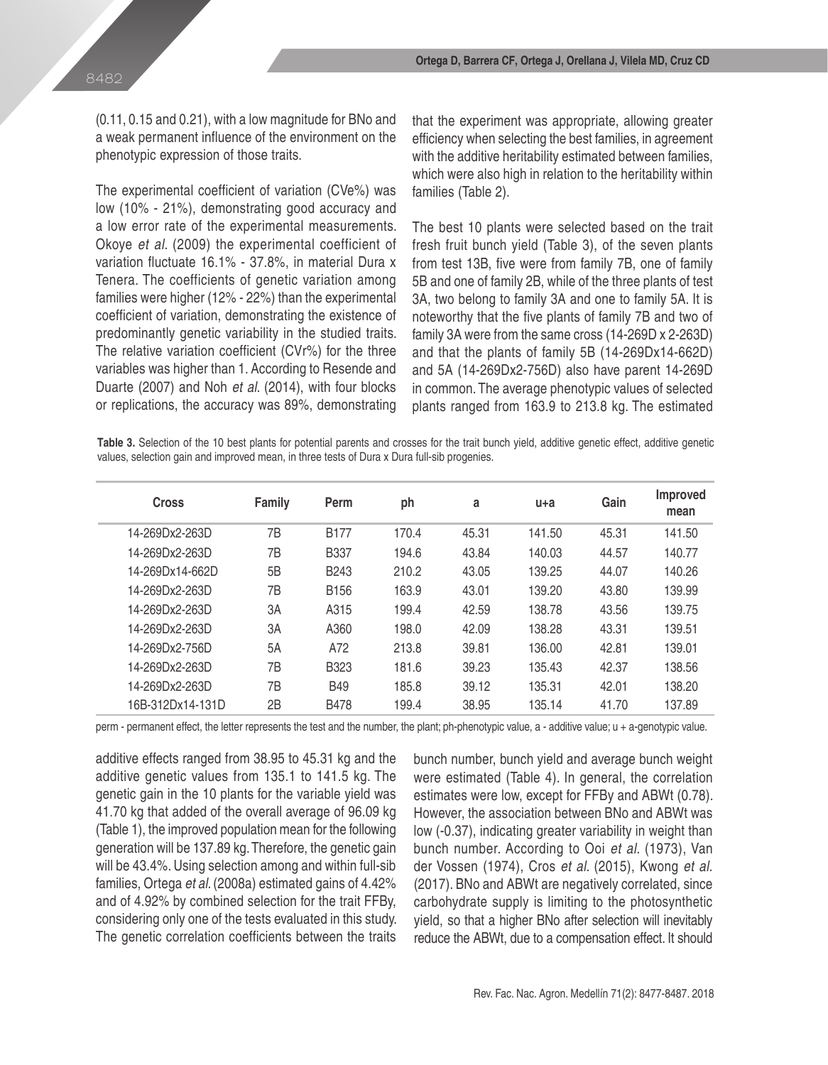(0.11, 0.15 and 0.21), with a low magnitude for BNo and a weak permanent influence of the environment on the phenotypic expression of those traits.

The experimental coefficient of variation (CVe%) was low (10% - 21%), demonstrating good accuracy and a low error rate of the experimental measurements. Okoye *et al*. (2009) the experimental coefficient of variation fluctuate 16.1% - 37.8%, in material Dura x Tenera. The coefficients of genetic variation among families were higher (12% - 22%) than the experimental coefficient of variation, demonstrating the existence of predominantly genetic variability in the studied traits. The relative variation coefficient (CVr%) for the three variables was higher than 1. According to Resende and Duarte (2007) and Noh *et al*. (2014), with four blocks or replications, the accuracy was 89%, demonstrating that the experiment was appropriate, allowing greater efficiency when selecting the best families, in agreement with the additive heritability estimated between families, which were also high in relation to the heritability within families (Table 2).

The best 10 plants were selected based on the trait fresh fruit bunch yield (Table 3), of the seven plants from test 13B, five were from family 7B, one of family 5B and one of family 2B, while of the three plants of test 3A, two belong to family 3A and one to family 5A. It is noteworthy that the five plants of family 7B and two of family 3A were from the same cross (14-269D x 2-263D) and that the plants of family 5B (14-269Dx14-662D) and 5A (14-269Dx2-756D) also have parent 14-269D in common. The average phenotypic values of selected plants ranged from 163.9 to 213.8 kg. The estimated additive effects ranged from 38.95 to 45.31 kg and the additive genetic values from 135.1 to 141.5 kg. The genetic gain in the 10 plants for the variable yield was 41.70 kg that added of the overall average of 96.09 kg (Table 1), the improved population mean for the following generation will be 137.89 kg. Therefore, the genetic gain will be 43.4%. Using selection among and within full-sib families, Ortega *et al*. (2008a) estimated gains of 4.42% and of 4.92% by combined selection for the trait FFBy, considering only one of the tests evaluated in this study. The genetic correlation coefficients between the traits bunch number, bunch yield and average bunch weight were estimated (Table 4). In general, the correlation estimates were low, except for FFBy and ABWt (0.78). However, the association between BNo and ABWt was low (-0.37), indicating greater variability in weight than bunch number. According to Ooi *et al*. (1973), Van der Vossen (1974), Cros *et al*. (2015), Kwong *et al*. (2017). BNo and ABWt are negatively correlated, since carbohydrate supply is limiting to the photosynthetic yield, so that a higher BNo after selection will inevitably reduce the ABWt, due to a compensation effect. It should

**Table 3.** Selection of the 10 best plants for potential parents and crosses for the trait bunch yield, additive genetic effect, additive genetic values, selection gain and improved mean, in three tests of Dura x Dura full-sib progenies.

| Cross | Family | Perm | ph | a | u+a | Gain | Improved mean |
|---|---|---|---|---|---|---|---|
| 14-269Dx2-263D | 7B | B177 | 170.4 | 45.31 | 141.50 | 45.31 | 141.50 |
| 14-269Dx2-263D | 7B | B337 | 194.6 | 43.84 | 140.03 | 44.57 | 140.77 |
| 14-269Dx14-662D | 5B | B243 | 210.2 | 43.05 | 139.25 | 44.07 | 140.26 |
| 14-269Dx2-263D | 7B | B156 | 163.9 | 43.01 | 139.20 | 43.80 | 139.99 |
| 14-269Dx2-263D | 3A | A315 | 199.4 | 42.59 | 138.78 | 43.56 | 139.75 |
| 14-269Dx2-263D | 3A | A360 | 198.0 | 42.09 | 138.28 | 43.31 | 139.51 |
| 14-269Dx2-756D | 5A | A72 | 213.8 | 39.81 | 136.00 | 42.81 | 139.01 |
| 14-269Dx2-263D | 7B | B323 | 181.6 | 39.23 | 135.43 | 42.37 | 138.56 |
| 14-269Dx2-263D | 7B | B49 | 185.8 | 39.12 | 135.31 | 42.01 | 138.20 |
| 16B-312Dx14-131D | 2B | B478 | 199.4 | 38.95 | 135.14 | 41.70 | 137.89 |

perm - permanent effect, the letter represents the test and the number, the plant; ph-phenotypic value, a - additive value; u + a-genotypic value.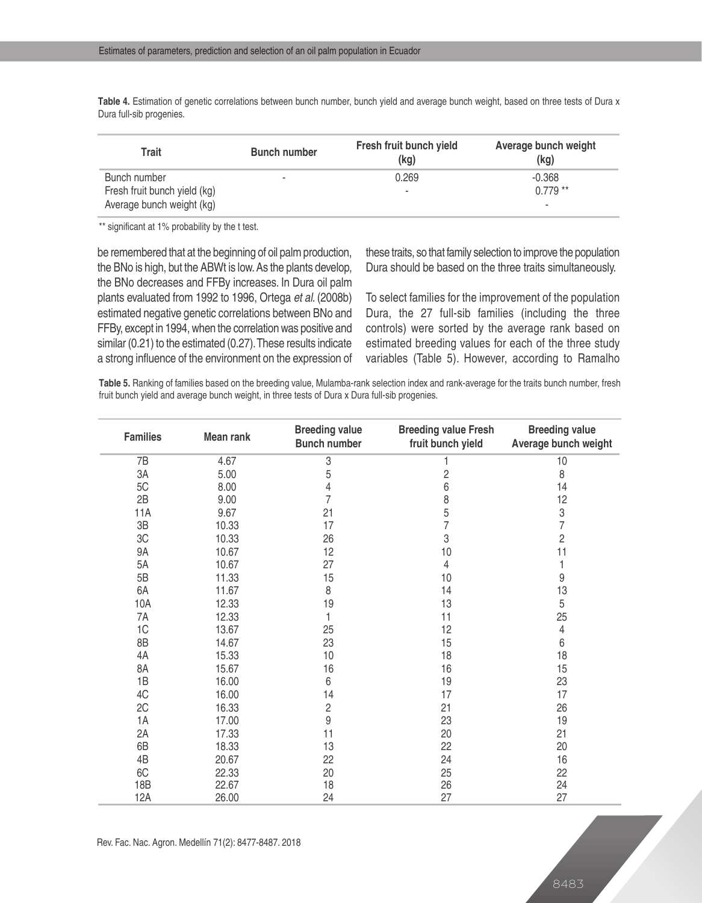**Table 4.** Estimation of genetic correlations between bunch number, bunch yield and average bunch weight, based on three tests of Dura x Dura full-sib progenies.

| Trait | Bunch number | Fresh fruit bunch yield (kg) | Average bunch weight (kg) |
|---|---|---|---|
| Bunch number | - | 0.269 | -0.368 |
| Fresh fruit bunch yield (kg) | | - | 0.779 ** |
| Average bunch weight (kg) | | | - |

** significant at 1% probability by the t test.

be remembered that at the beginning of oil palm production, the BNo is high, but the ABWt is low. As the plants develop, the BNo decreases and FFBy increases. In Dura oil palm plants evaluated from 1992 to 1996, Ortega *et al.* (2008b) estimated negative genetic correlations between BNo and FFBy, except in 1994, when the correlation was positive and similar (0.21) to the estimated (0.27). These results indicate a strong influence of the environment on the expression of these traits, so that family selection to improve the population Dura should be based on the three traits simultaneously.

To select families for the improvement of the population Dura, the 27 full-sib families (including the three controls) were sorted by the average rank based on estimated breeding values for each of the three study variables (Table 5). However, according to Ramalho

**Table 5.** Ranking of families based on the breeding value, Mulamba-rank selection index and rank-average for the traits bunch number, fresh fruit bunch yield and average bunch weight, in three tests of Dura x Dura full-sib progenies.

| Families | Mean rank | Breeding value Bunch number | Breeding value Fresh fruit bunch yield | Breeding value Average bunch weight |
|---|---|---|---|---|
| 7B | 4.67 | 3 | 1 | 10 |
| 3A | 5.00 | 5 | 2 | 8 |
| 5C | 8.00 | 4 | 6 | 14 |
| 2B | 9.00 | 7 | 8 | 12 |
| 11A | 9.67 | 21 | 5 | 3 |
| 3B | 10.33 | 17 | 7 | 7 |
| 3C | 10.33 | 26 | 3 | 2 |
| 9A | 10.67 | 12 | 10 | 11 |
| 5A | 10.67 | 27 | 4 | 1 |
| 5B | 11.33 | 15 | 10 | 9 |
| 6A | 11.67 | 8 | 14 | 13 |
| 10A | 12.33 | 19 | 13 | 5 |
| 7A | 12.33 | 1 | 11 | 25 |
| 1C | 13.67 | 25 | 12 | 4 |
| 8B | 14.67 | 23 | 15 | 6 |
| 4A | 15.33 | 10 | 18 | 18 |
| 8A | 15.67 | 16 | 16 | 15 |
| 1B | 16.00 | 6 | 19 | 23 |
| 4C | 16.00 | 14 | 17 | 17 |
| 2C | 16.33 | 2 | 21 | 26 |
| 1A | 17.00 | 9 | 23 | 19 |
| 2A | 17.33 | 11 | 20 | 21 |
| 6B | 18.33 | 13 | 22 | 20 |
| 4B | 20.67 | 22 | 24 | 16 |
| 6C | 22.33 | 20 | 25 | 22 |
| 18B | 22.67 | 18 | 26 | 24 |
| 12A | 26.00 | 24 | 27 | 27 |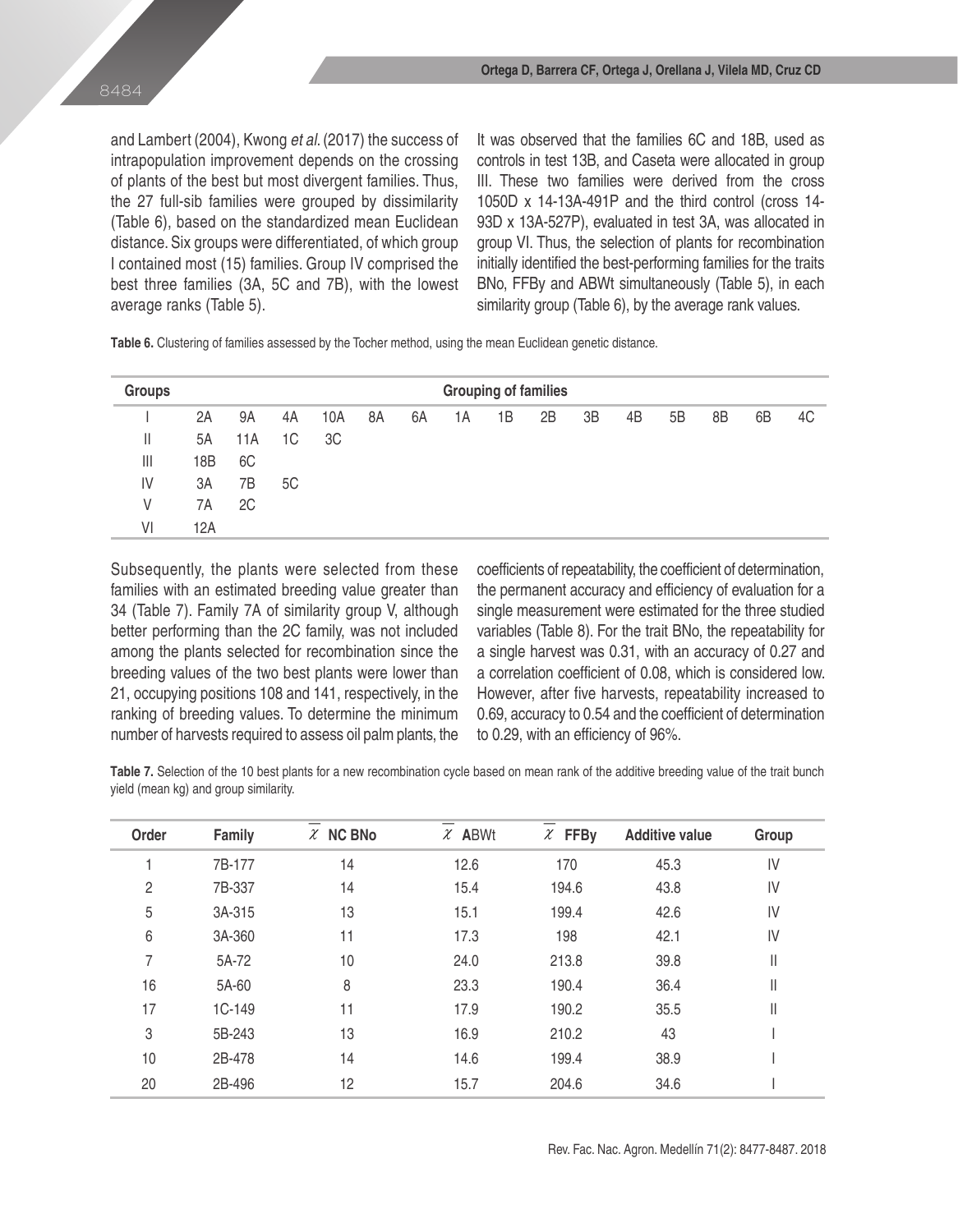and Lambert (2004), Kwong *et al*. (2017) the success of intrapopulation improvement depends on the crossing of plants of the best but most divergent families. Thus, the 27 full-sib families were grouped by dissimilarity (Table 6), based on the standardized mean Euclidean distance. Six groups were differentiated, of which group I contained most (15) families. Group IV comprised the best three families (3A, 5C and 7B), with the lowest average ranks (Table 5).

It was observed that the families 6C and 18B, used as controls in test 13B, and Caseta were allocated in group III. These two families were derived from the cross 1050D x 14-13A-491P and the third control (cross 14-93D x 13A-527P), evaluated in test 3A, was allocated in group VI. Thus, the selection of plants for recombination initially identified the best-performing families for the traits BNo, FFBy and ABWt simultaneously (Table 5), in each similarity group (Table 6), by the average rank values.

**Table 6.** Clustering of families assessed by the Tocher method, using the mean Euclidean genetic distance.

| Groups | Grouping of families | | | | | | | | | | | | | | |
|---|---|---|---|---|---|---|---|---|---|---|---|---|---|---|---|
| I | 2A | 9A | 4A | 10A | 8A | 6A | 1A | 1B | 2B | 3B | 4B | 5B | 8B | 6B | 4C |
| II | 5A | 11A | 1C | 3C | | | | | | | | | | | |
| III | 18B | 6C | | | | | | | | | | | | | |
| IV | 3A | 7B | 5C | | | | | | | | | | | | |
| V | 7A | 2C | | | | | | | | | | | | | |
| VI | 12A | | | | | | | | | | | | | | |

Subsequently, the plants were selected from these families with an estimated breeding value greater than 34 (Table 7). Family 7A of similarity group V, although better performing than the 2C family, was not included among the plants selected for recombination since the breeding values of the two best plants were lower than 21, occupying positions 108 and 141, respectively, in the ranking of breeding values. To determine the minimum number of harvests required to assess oil palm plants, the coefficients of repeatability, the coefficient of determination, the permanent accuracy and efficiency of evaluation for a single measurement were estimated for the three studied variables (Table 8). For the trait BNo, the repeatability for a single harvest was 0.31, with an accuracy of 0.27 and a correlation coefficient of 0.08, which is considered low. However, after five harvests, repeatability increased to 0.69, accuracy to 0.54 and the coefficient of determination to 0.29, with an efficiency of 96%.

**Table 7.** Selection of the 10 best plants for a new recombination cycle based on mean rank of the additive breeding value of the trait bunch yield (mean kg) and group similarity.

| Order | Family | $\bar{x}$ NC BNo | $\bar{x}$ ABWt | $\bar{x}$ FFBy | Additive value | Group |
|---|---|---|---|---|---|---|
| 1 | 7B-177 | 14 | 12.6 | 170 | 45.3 | IV |
| 2 | 7B-337 | 14 | 15.4 | 194.6 | 43.8 | IV |
| 5 | 3A-315 | 13 | 15.1 | 199.4 | 42.6 | IV |
| 6 | 3A-360 | 11 | 17.3 | 198 | 42.1 | IV |
| 7 | 5A-72 | 10 | 24.0 | 213.8 | 39.8 | II |
| 16 | 5A-60 | 8 | 23.3 | 190.4 | 36.4 | II |
| 17 | 1C-149 | 11 | 17.9 | 190.2 | 35.5 | II |
| 3 | 5B-243 | 13 | 16.9 | 210.2 | 43 | I |
| 10 | 2B-478 | 14 | 14.6 | 199.4 | 38.9 | I |
| 20 | 2B-496 | 12 | 15.7 | 204.6 | 34.6 | I |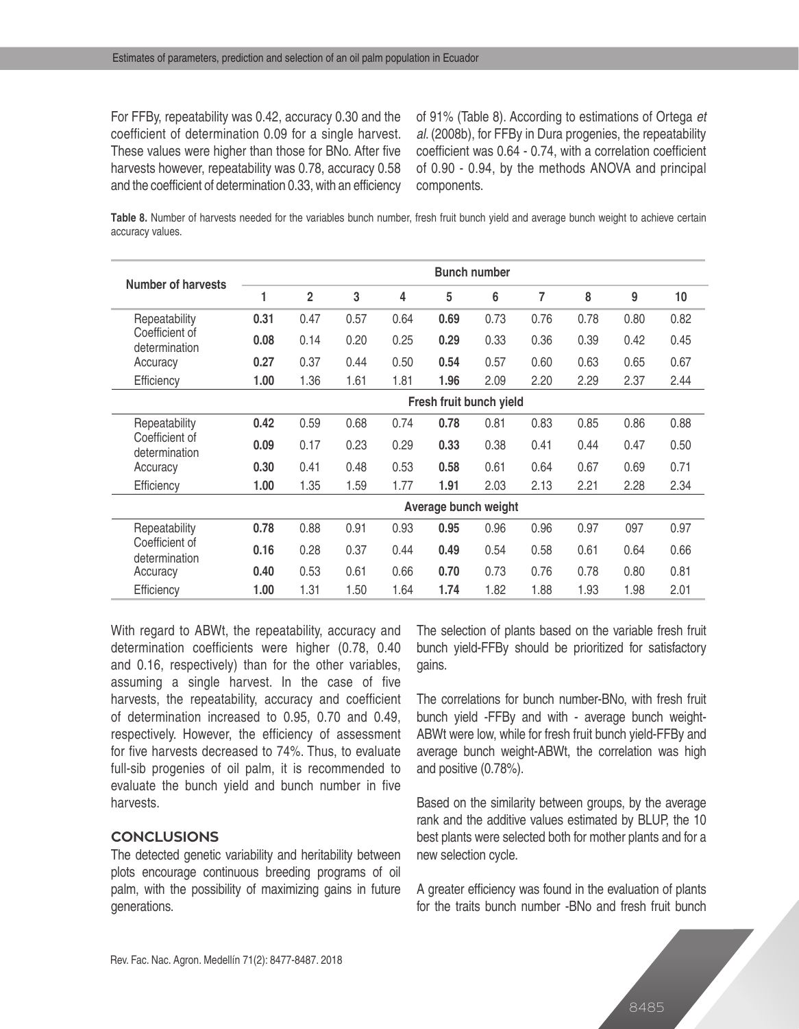For FFBy, repeatability was 0.42, accuracy 0.30 and the coefficient of determination 0.09 for a single harvest. These values were higher than those for BNo. After five harvests however, repeatability was 0.78, accuracy 0.58 and the coefficient of determination 0.33, with an efficiency of 91% (Table 8). According to estimations of Ortega *et al*. (2008b), for FFBy in Dura progenies, the repeatability coefficient was 0.64 - 0.74, with a correlation coefficient of 0.90 - 0.94, by the methods ANOVA and principal components.

**Table 8.** Number of harvests needed for the variables bunch number, fresh fruit bunch yield and average bunch weight to achieve certain accuracy values.

| Number of harvests | Bunch number | | | | | | | | | |
|---|---|---|---|---|---|---|---|---|---|---|
| | **1** | **2** | **3** | **4** | **5** | **6** | **7** | **8** | **9** | **10** |
| Repeatability | **0.31** | 0.47 | 0.57 | 0.64 | **0.69** | 0.73 | 0.76 | 0.78 | 0.80 | 0.82 |
| Coefficient of determination | **0.08** | 0.14 | 0.20 | 0.25 | **0.29** | 0.33 | 0.36 | 0.39 | 0.42 | 0.45 |
| Accuracy | **0.27** | 0.37 | 0.44 | 0.50 | **0.54** | 0.57 | 0.60 | 0.63 | 0.65 | 0.67 |
| Efficiency | **1.00** | 1.36 | 1.61 | 1.81 | **1.96** | 2.09 | 2.20 | 2.29 | 2.37 | 2.44 |
| | **Fresh fruit bunch yield** | | | | | | | | | |
| Repeatability | **0.42** | 0.59 | 0.68 | 0.74 | **0.78** | 0.81 | 0.83 | 0.85 | 0.86 | 0.88 |
| Coefficient of determination | **0.09** | 0.17 | 0.23 | 0.29 | **0.33** | 0.38 | 0.41 | 0.44 | 0.47 | 0.50 |
| Accuracy | **0.30** | 0.41 | 0.48 | 0.53 | **0.58** | 0.61 | 0.64 | 0.67 | 0.69 | 0.71 |
| Efficiency | **1.00** | 1.35 | 1.59 | 1.77 | **1.91** | 2.03 | 2.13 | 2.21 | 2.28 | 2.34 |
| | **Average bunch weight** | | | | | | | | | |
| Repeatability | **0.78** | 0.88 | 0.91 | 0.93 | **0.95** | 0.96 | 0.96 | 0.97 | 097 | 0.97 |
| Coefficient of determination | **0.16** | 0.28 | 0.37 | 0.44 | **0.49** | 0.54 | 0.58 | 0.61 | 0.64 | 0.66 |
| Accuracy | **0.40** | 0.53 | 0.61 | 0.66 | **0.70** | 0.73 | 0.76 | 0.78 | 0.80 | 0.81 |
| Efficiency | **1.00** | 1.31 | 1.50 | 1.64 | **1.74** | 1.82 | 1.88 | 1.93 | 1.98 | 2.01 |

With regard to ABWt, the repeatability, accuracy and determination coefficients were higher (0.78, 0.40 and 0.16, respectively) than for the other variables, assuming a single harvest. In the case of five harvests, the repeatability, accuracy and coefficient of determination increased to 0.95, 0.70 and 0.49, respectively. However, the efficiency of assessment for five harvests decreased to 74%. Thus, to evaluate full-sib progenies of oil palm, it is recommended to evaluate the bunch yield and bunch number in five harvests.

## CONCLUSIONS

The detected genetic variability and heritability between plots encourage continuous breeding programs of oil palm, with the possibility of maximizing gains in future generations.

The selection of plants based on the variable fresh fruit bunch yield-FFBy should be prioritized for satisfactory gains.

The correlations for bunch number-BNo, with fresh fruit bunch yield -FFBy and with - average bunch weight-ABWt were low, while for fresh fruit bunch yield-FFBy and average bunch weight-ABWt, the correlation was high and positive (0.78%).

Based on the similarity between groups, by the average rank and the additive values estimated by BLUP, the 10 best plants were selected both for mother plants and for a new selection cycle.

A greater efficiency was found in the evaluation of plants for the traits bunch number -BNo and fresh fruit bunch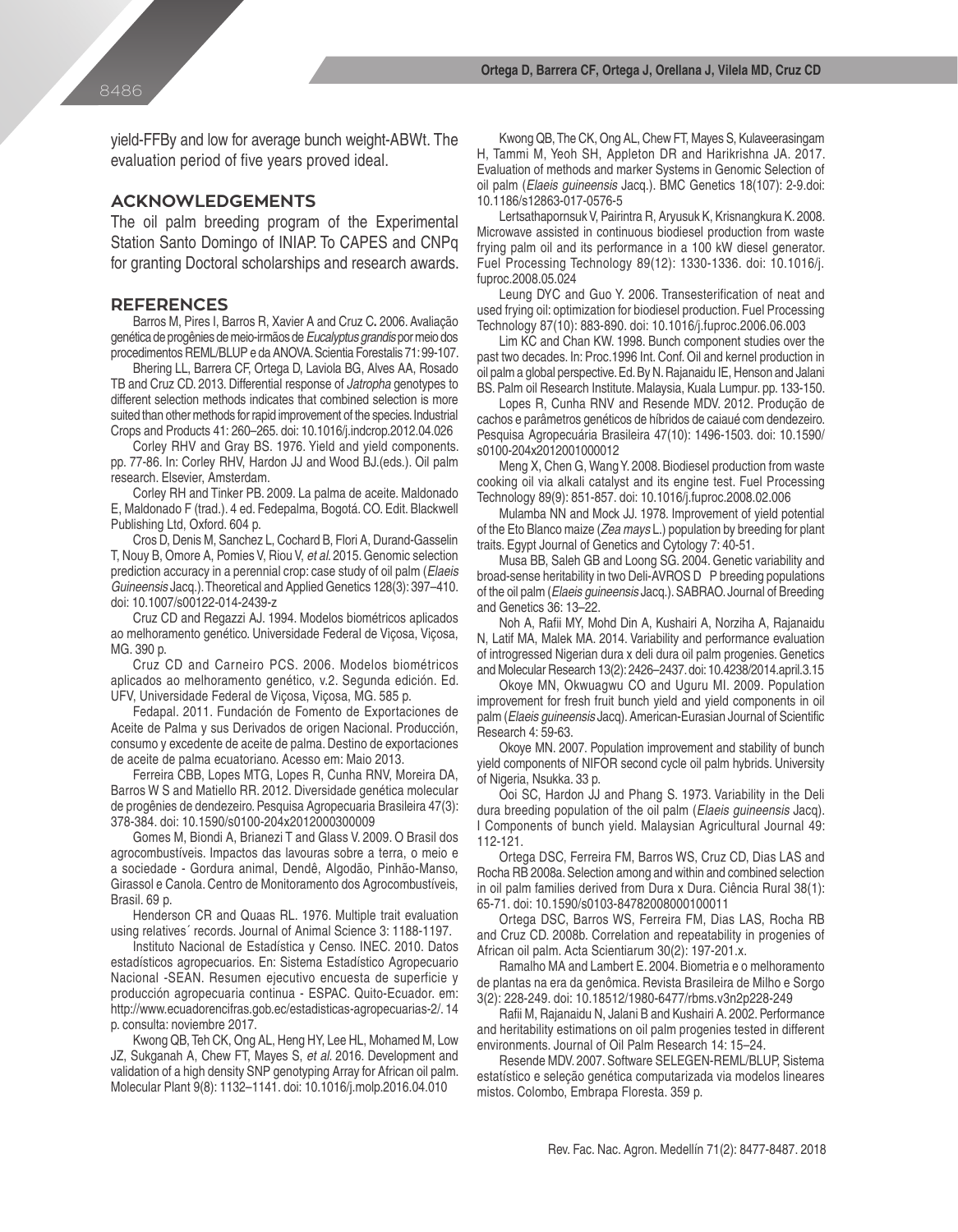yield-FFBy and low for average bunch weight-ABWt. The evaluation period of five years proved ideal.

## ACKNOWLEDGEMENTS

The oil palm breeding program of the Experimental Station Santo Domingo of INIAP. To CAPES and CNPq for granting Doctoral scholarships and research awards.

## REFERENCES

Barros M, Pires I, Barros R, Xavier A and Cruz C. 2006. Avaliação genética de progênies de meio-irmãos de *Eucalyptus grandis* por meio dos procedimentos REML/BLUP e da ANOVA. Scientia Forestalis 71: 99-107.

Bhering LL, Barrera CF, Ortega D, Laviola BG, Alves AA, Rosado TB and Cruz CD. 2013. Differential response of *Jatropha* genotypes to different selection methods indicates that combined selection is more suited than other methods for rapid improvement of the species. Industrial Crops and Products 41: 260–265. doi: 10.1016/j.indcrop.2012.04.026

Corley RHV and Gray BS. 1976. Yield and yield components. pp. 77-86. In: Corley RHV, Hardon JJ and Wood BJ.(eds.). Oil palm research. Elsevier, Amsterdam.

Corley RH and Tinker PB. 2009. La palma de aceite. Maldonado E, Maldonado F (trad.). 4 ed. Fedepalma, Bogotá. CO. Edit. Blackwell Publishing Ltd, Oxford. 604 p.

Cros D, Denis M, Sanchez L, Cochard B, Flori A, Durand-Gasselin T, Nouy B, Omore A, Pomies V, Riou V, *et al.* 2015. Genomic selection prediction accuracy in a perennial crop: case study of oil palm (*Elaeis Guineensis* Jacq.). Theoretical and Applied Genetics 128(3): 397–410. doi: 10.1007/s00122-014-2439-z

Cruz CD and Regazzi AJ. 1994. Modelos biométricos aplicados ao melhoramento genético. Universidade Federal de Viçosa, Viçosa, MG. 390 p.

Cruz CD and Carneiro PCS. 2006. Modelos biométricos aplicados ao melhoramento genético, v.2. Segunda edición. Ed. UFV, Universidade Federal de Viçosa, Viçosa, MG. 585 p.

Fedapal. 2011. Fundación de Fomento de Exportaciones de Aceite de Palma y sus Derivados de origen Nacional. Producción, consumo y excedente de aceite de palma. Destino de exportaciones de aceite de palma ecuatoriano. Acesso em: Maio 2013.

Ferreira CBB, Lopes MTG, Lopes R, Cunha RNV, Moreira DA, Barros W S and Matiello RR. 2012. Diversidade genética molecular de progênies de dendezeiro. Pesquisa Agropecuaria Brasileira 47(3): 378-384. doi: 10.1590/s0100-204x2012000300009

Gomes M, Biondi A, Brianezi T and Glass V. 2009. O Brasil dos agrocombustíveis. Impactos das lavouras sobre a terra, o meio e a sociedade - Gordura animal, Dendê, Algodão, Pinhão-Manso, Girassol e Canola. Centro de Monitoramento dos Agrocombustíveis, Brasil. 69 p.

Henderson CR and Quaas RL. 1976. Multiple trait evaluation using relatives´ records. Journal of Animal Science 3: 1188-1197.

Instituto Nacional de Estadística y Censo. INEC. 2010. Datos estadísticos agropecuarios. En: Sistema Estadístico Agropecuario Nacional -SEAN. Resumen ejecutivo encuesta de superficie y producción agropecuaria continua - ESPAC. Quito-Ecuador. em: http://www.ecuadorencifras.gob.ec/estadisticas-agropecuarias-2/. 14 p. consulta: noviembre 2017.

Kwong QB, Teh CK, Ong AL, Heng HY, Lee HL, Mohamed M, Low JZ, Sukganah A, Chew FT, Mayes S, *et al.* 2016. Development and validation of a high density SNP genotyping Array for African oil palm. Molecular Plant 9(8): 1132–1141. doi: 10.1016/j.molp.2016.04.010

Kwong QB, The CK, Ong AL, Chew FT, Mayes S, Kulaveerasingam H, Tammi M, Yeoh SH, Appleton DR and Harikrishna JA. 2017. Evaluation of methods and marker Systems in Genomic Selection of oil palm (*Elaeis guineensis* Jacq.). BMC Genetics 18(107): 2-9.doi: 10.1186/s12863-017-0576-5

Lertsathapornsuk V, Pairintra R, Aryusuk K, Krisnangkura K. 2008. Microwave assisted in continuous biodiesel production from waste frying palm oil and its performance in a 100 kW diesel generator. Fuel Processing Technology 89(12): 1330-1336. doi: 10.1016/j.fuproc.2008.05.024

Leung DYC and Guo Y. 2006. Transesterification of neat and used frying oil: optimization for biodiesel production. Fuel Processing Technology 87(10): 883-890. doi: 10.1016/j.fuproc.2006.06.003

Lim KC and Chan KW. 1998. Bunch component studies over the past two decades. In: Proc.1996 Int. Conf. Oil and kernel production in oil palm a global perspective. Ed. By N. Rajanaidu IE, Henson and Jalani BS. Palm oil Research Institute. Malaysia, Kuala Lumpur. pp. 133-150.

Lopes R, Cunha RNV and Resende MDV. 2012. Produção de cachos e parâmetros genéticos de híbridos de caiaué com dendezeiro. Pesquisa Agropecuária Brasileira 47(10): 1496-1503. doi: 10.1590/s0100-204x2012001000012

Meng X, Chen G, Wang Y. 2008. Biodiesel production from waste cooking oil via alkali catalyst and its engine test. Fuel Processing Technology 89(9): 851-857. doi: 10.1016/j.fuproc.2008.02.006

Mulamba NN and Mock JJ. 1978. Improvement of yield potential of the Eto Blanco maize (*Zea mays* L.) population by breeding for plant traits. Egypt Journal of Genetics and Cytology 7: 40-51.

Musa BB, Saleh GB and Loong SG. 2004. Genetic variability and broad-sense heritability in two Deli-AVROS D P breeding populations of the oil palm (*Elaeis guineensis* Jacq.). SABRAO. Journal of Breeding and Genetics 36: 13–22.

Noh A, Rafii MY, Mohd Din A, Kushairi A, Norziha A, Rajanaidu N, Latif MA, Malek MA. 2014. Variability and performance evaluation of introgressed Nigerian dura x deli dura oil palm progenies. Genetics and Molecular Research 13(2): 2426–2437. doi: 10.4238/2014.april.3.15

Okoye MN, Okwuagwu CO and Uguru MI. 2009. Population improvement for fresh fruit bunch yield and yield components in oil palm (*Elaeis guineensis* Jacq). American-Eurasian Journal of Scientific Research 4: 59-63.

Okoye MN. 2007. Population improvement and stability of bunch yield components of NIFOR second cycle oil palm hybrids. University of Nigeria, Nsukka. 33 p.

Ooi SC, Hardon JJ and Phang S. 1973. Variability in the Deli dura breeding population of the oil palm (*Elaeis guineensis* Jacq). I Components of bunch yield. Malaysian Agricultural Journal 49: 112-121.

Ortega DSC, Ferreira FM, Barros WS, Cruz CD, Dias LAS and Rocha RB 2008a. Selection among and within and combined selection in oil palm families derived from Dura x Dura. Ciência Rural 38(1): 65-71. doi: 10.1590/s0103-84782008000100011

Ortega DSC, Barros WS, Ferreira FM, Dias LAS, Rocha RB and Cruz CD. 2008b. Correlation and repeatability in progenies of African oil palm. Acta Scientiarum 30(2): 197-201.x.

Ramalho MA and Lambert E. 2004. Biometria e o melhoramento de plantas na era da genômica. Revista Brasileira de Milho e Sorgo 3(2): 228-249. doi: 10.18512/1980-6477/rbms.v3n2p228-249

Rafii M, Rajanaidu N, Jalani B and Kushairi A. 2002. Performance and heritability estimations on oil palm progenies tested in different environments. Journal of Oil Palm Research 14: 15–24.

Resende MDV. 2007. Software SELEGEN-REML/BLUP, Sistema estatístico e seleção genética computarizada via modelos lineares mistos. Colombo, Embrapa Floresta. 359 p.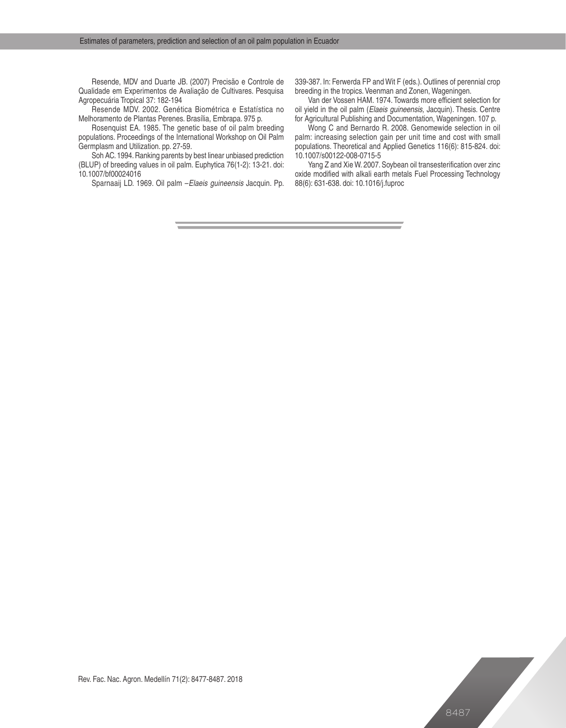Resende, MDV and Duarte JB. (2007) Precisão e Controle de Qualidade em Experimentos de Avaliação de Cultivares. Pesquisa Agropecuária Tropical 37: 182-194

Resende MDV. 2002. Genética Biométrica e Estatística no Melhoramento de Plantas Perenes. Brasília, Embrapa. 975 p.

Rosenquist EA. 1985. The genetic base of oil palm breeding populations. Proceedings of the International Workshop on Oil Palm Germplasm and Utilization. pp. 27-59.

Soh AC. 1994. Ranking parents by best linear unbiased prediction (BLUP) of breeding values in oil palm. Euphytica 76(1-2): 13-21. doi: 10.1007/bf00024016

Sparnaaij LD. 1969. Oil palm –*Elaeis guineensis* Jacquin. Pp. 339-387. In: Ferwerda FP and Wit F (eds.). Outlines of perennial crop breeding in the tropics. Veenman and Zonen, Wageningen.

Van der Vossen HAM. 1974. Towards more efficient selection for oil yield in the oil palm (*Elaeis guineensis,* Jacquin). Thesis. Centre for Agricultural Publishing and Documentation, Wageningen. 107 p.

Wong C and Bernardo R. 2008. Genomewide selection in oil palm: increasing selection gain per unit time and cost with small populations. Theoretical and Applied Genetics 116(6): 815-824. doi: 10.1007/s00122-008-0715-5

Yang Z and Xie W. 2007. Soybean oil transesterification over zinc oxide modified with alkali earth metals Fuel Processing Technology 88(6): 631-638. doi: 10.1016/j.fuproc